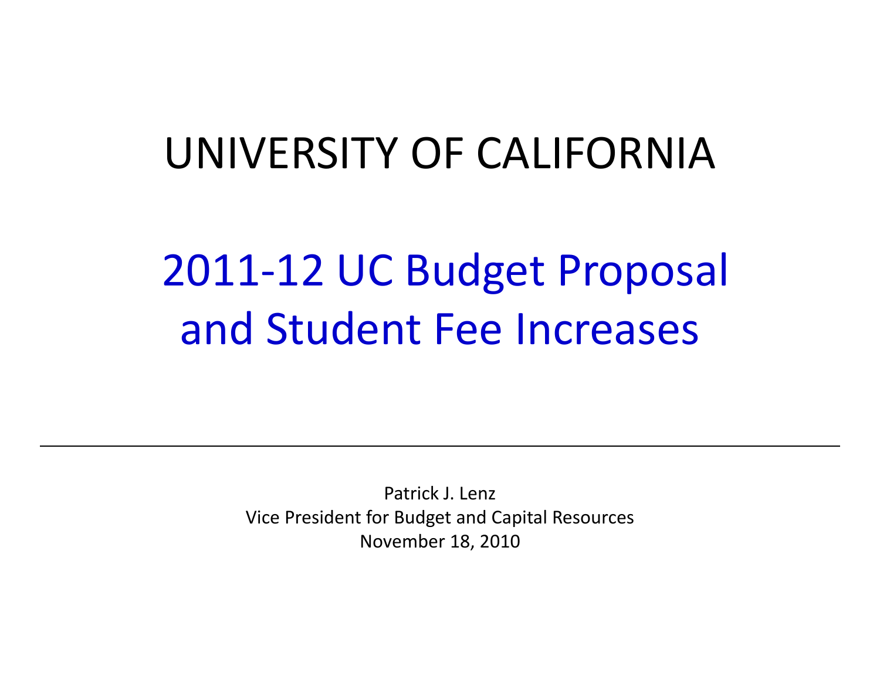# UNIVERSITY OF CALIFORNIA

## 2011-12 UC Budget Proposal and Student Fee Increases

---

Patrick J. Lenz
Vice President for Budget and Capital Resources
November 18, 2010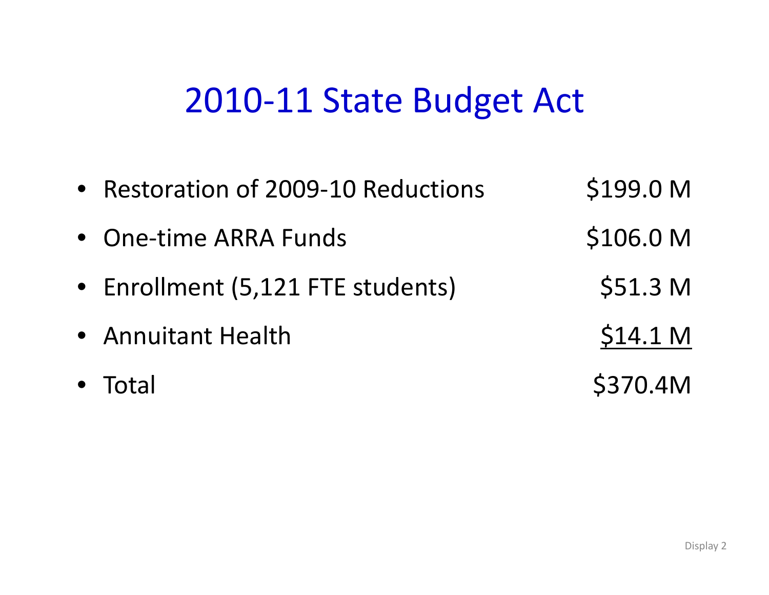# 2010-11 State Budget Act

| | |
|---|---|
| Restoration of 2009-10 Reductions | $199.0 M |
| One-time ARRA Funds | $106.0 M |
| Enrollment (5,121 FTE students) | $51.3 M |
| Annuitant Health | $14.1 M |
| Total | $370.4M |

Display 2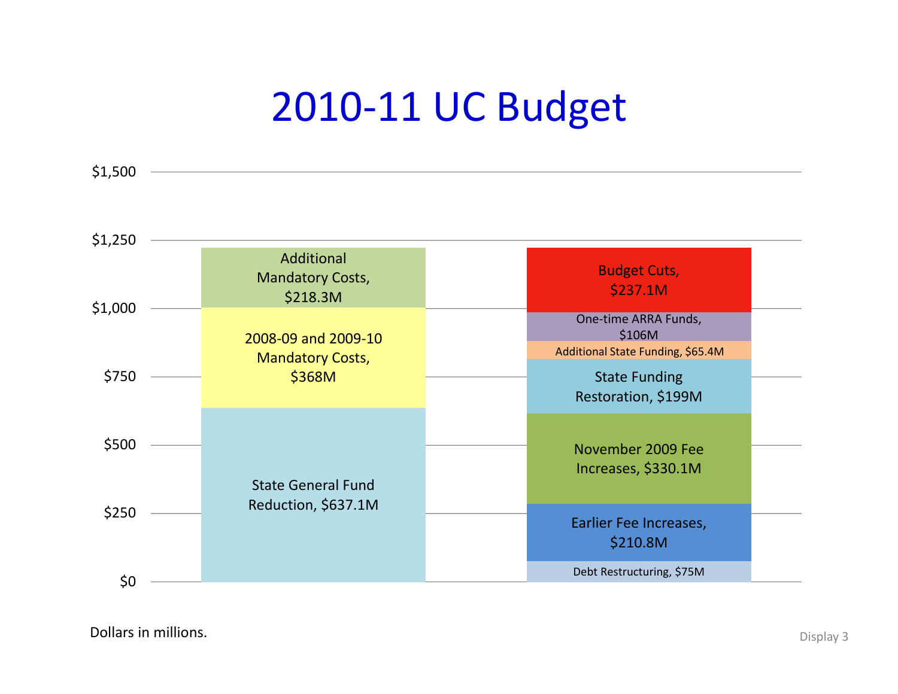# 2010-11 UC Budget

| Left bar (bottom to top) | Right bar (bottom to top) |
| --- | --- |
| State General Fund Reduction, $637.1M | Debt Restructuring, $75M |
| 2008-09 and 2009-10 Mandatory Costs, $368M | Earlier Fee Increases, $210.8M |
| Additional Mandatory Costs, $218.3M | November 2009 Fee Increases, $330.1M |
| | State Funding Restoration, $199M |
| | Additional State Funding, $65.4M |
| | One-time ARRA Funds, $106M |
| | Budget Cuts, $237.1M |

Dollars in millions.

Display 3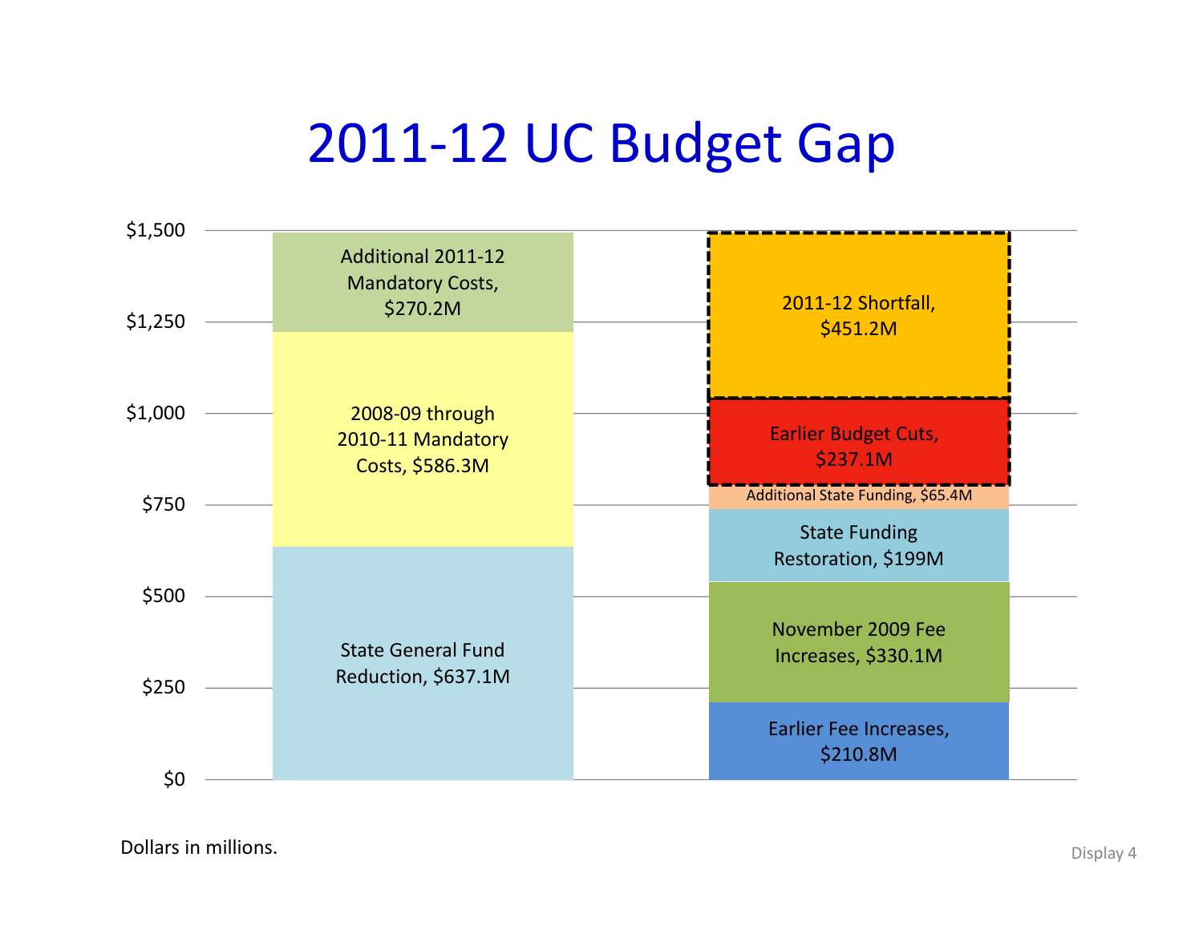# 2011-12 UC Budget Gap

| Left bar | Right bar |
| --- | --- |
| Additional 2011-12 Mandatory Costs, $270.2M | 2011-12 Shortfall, $451.2M |
| 2008-09 through 2010-11 Mandatory Costs, $586.3M | Earlier Budget Cuts, $237.1M |
| State General Fund Reduction, $637.1M | Additional State Funding, $65.4M |
| | State Funding Restoration, $199M |
| | November 2009 Fee Increases, $330.1M |
| | Earlier Fee Increases, $210.8M |

Y-axis: $0, $250, $500, $750, $1,000, $1,250, $1,500

Dollars in millions.

Display 4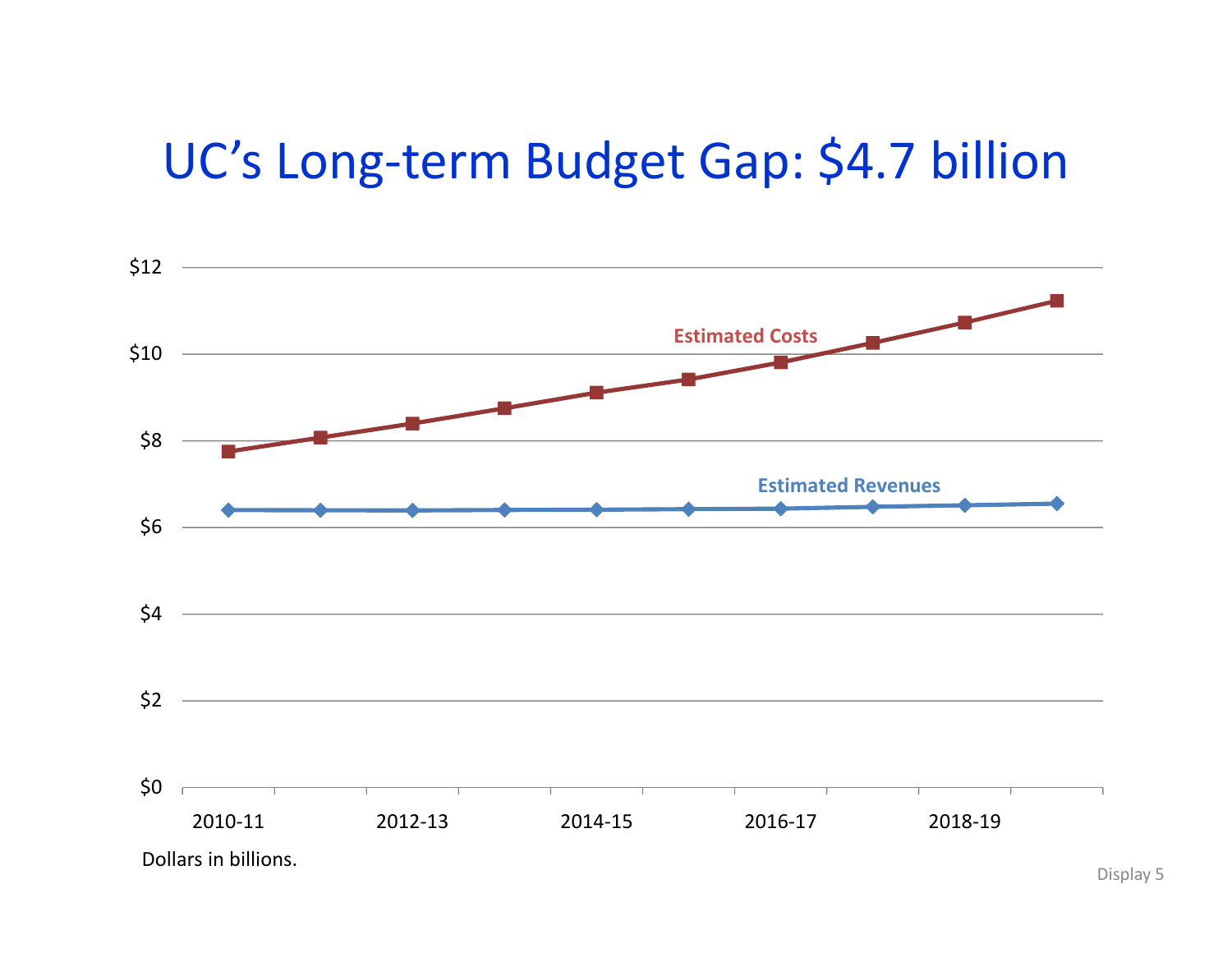# UC's Long-term Budget Gap: $4.7 billion

| | Estimated Costs | Estimated Revenues |
|---|---|---|
| $12 | | |
| $10 | | |
| $8 | | |
| $6 | | |
| $4 | | |
| $2 | | |
| $0 | | |

2010-11 2012-13 2014-15 2016-17 2018-19

Dollars in billions.

Display 5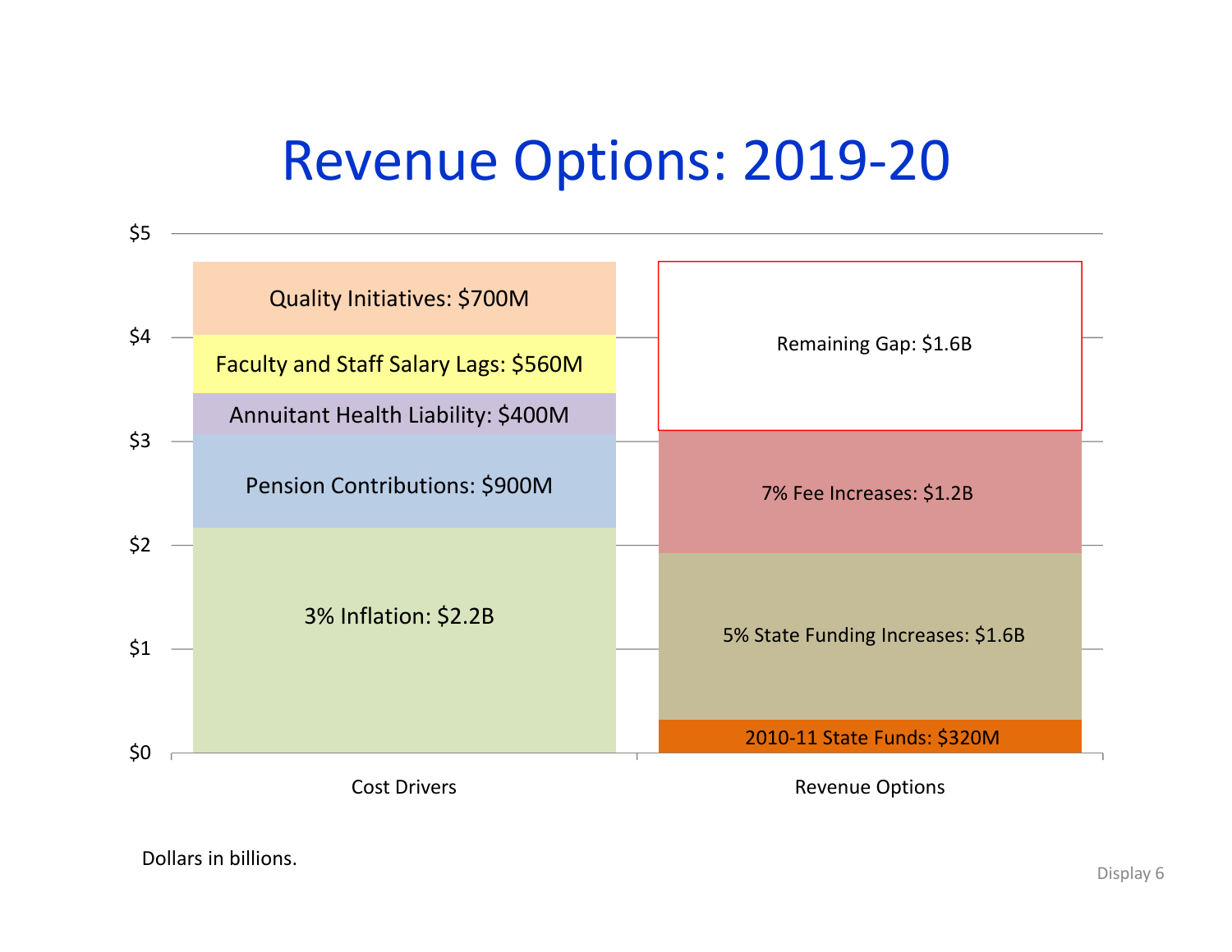# Revenue Options: 2019-20

| Cost Drivers | Revenue Options |
|---|---|
| Quality Initiatives: $700M | Remaining Gap: $1.6B |
| Faculty and Staff Salary Lags: $560M | 7% Fee Increases: $1.2B |
| Annuitant Health Liability: $400M | 5% State Funding Increases: $1.6B |
| Pension Contributions: $900M | 2010-11 State Funds: $320M |
| 3% Inflation: $2.2B | |

Dollars in billions.

Display 6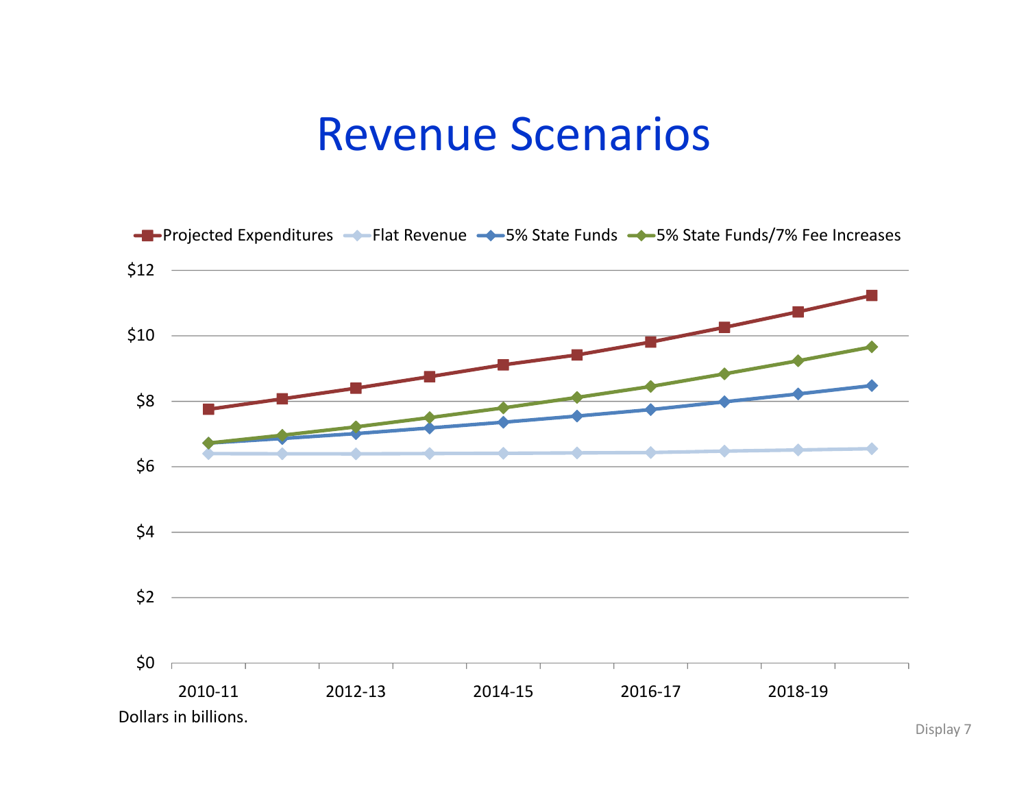# Revenue Scenarios

Projected Expenditures | Flat Revenue | 5% State Funds | 5% State Funds/7% Fee Increases

$12
$10
$8
$6
$4
$2
$0

2010-11 | 2012-13 | 2014-15 | 2016-17 | 2018-19

Dollars in billions.

Display 7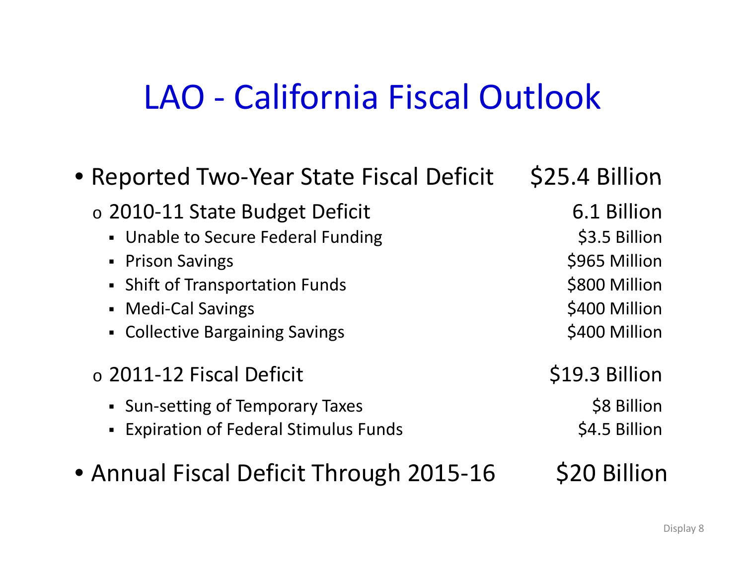# LAO - California Fiscal Outlook

- Reported Two-Year State Fiscal Deficit — $25.4 Billion
  - 2010-11 State Budget Deficit — 6.1 Billion
    - Unable to Secure Federal Funding — $3.5 Billion
    - Prison Savings — $965 Million
    - Shift of Transportation Funds — $800 Million
    - Medi-Cal Savings — $400 Million
    - Collective Bargaining Savings — $400 Million
  - 2011-12 Fiscal Deficit — $19.3 Billion
    - Sun-setting of Temporary Taxes — $8 Billion
    - Expiration of Federal Stimulus Funds — $4.5 Billion
- Annual Fiscal Deficit Through 2015-16 — $20 Billion

Display 8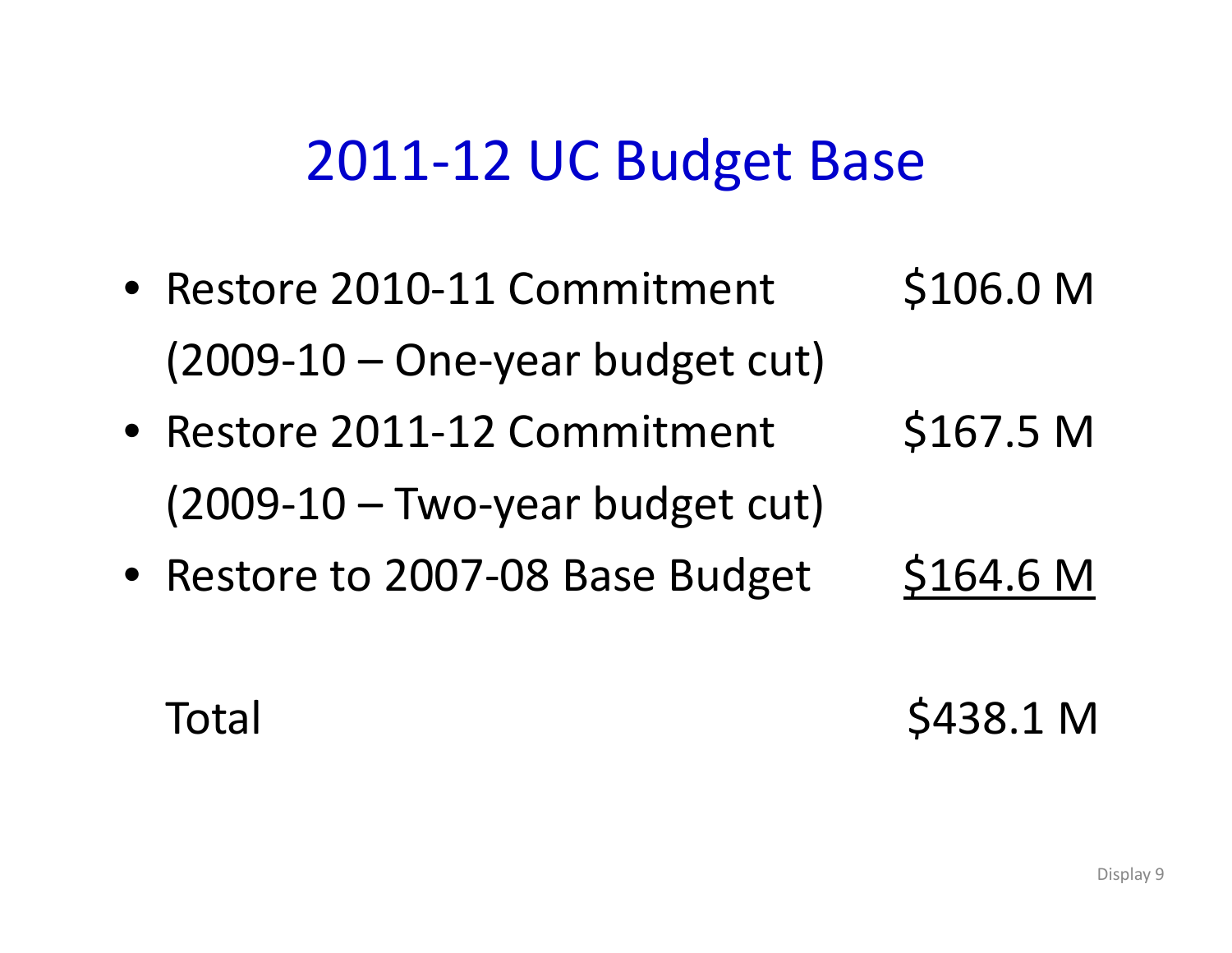# 2011-12 UC Budget Base

| Item | Amount |
| --- | --- |
| Restore 2010-11 Commitment (2009-10 – One-year budget cut) | $106.0 M |
| Restore 2011-12 Commitment (2009-10 – Two-year budget cut) | $167.5 M |
| Restore to 2007-08 Base Budget | $164.6 M |
| Total | $438.1 M |

Display 9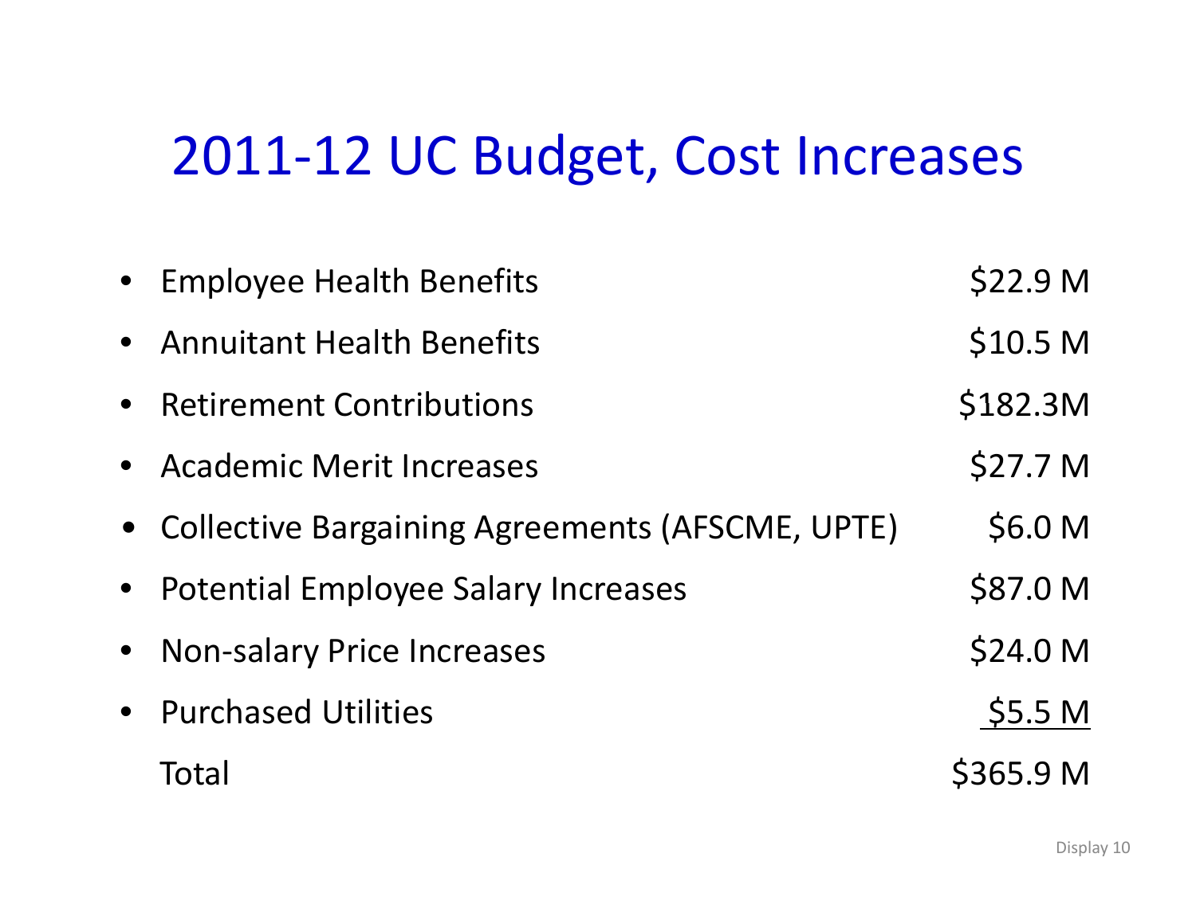# 2011-12 UC Budget, Cost Increases

| Item | Amount |
|---|---|
| Employee Health Benefits | $22.9 M |
| Annuitant Health Benefits | $10.5 M |
| Retirement Contributions | $182.3M |
| Academic Merit Increases | $27.7 M |
| Collective Bargaining Agreements (AFSCME, UPTE) | $6.0 M |
| Potential Employee Salary Increases | $87.0 M |
| Non-salary Price Increases | $24.0 M |
| Purchased Utilities | $5.5 M |
| Total | $365.9 M |

Display 10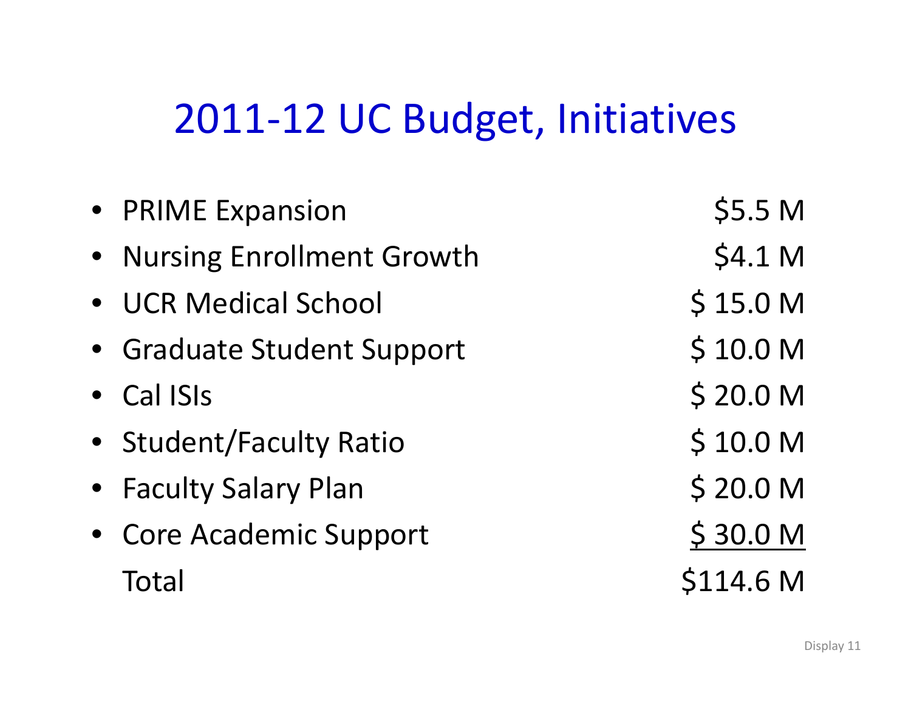# 2011-12 UC Budget, Initiatives

| Initiative | Amount |
|---|---|
| PRIME Expansion | $5.5 M |
| Nursing Enrollment Growth | $4.1 M |
| UCR Medical School | $ 15.0 M |
| Graduate Student Support | $ 10.0 M |
| Cal ISIs | $ 20.0 M |
| Student/Faculty Ratio | $ 10.0 M |
| Faculty Salary Plan | $ 20.0 M |
| Core Academic Support | $ 30.0 M |
| Total | $114.6 M |

Display 11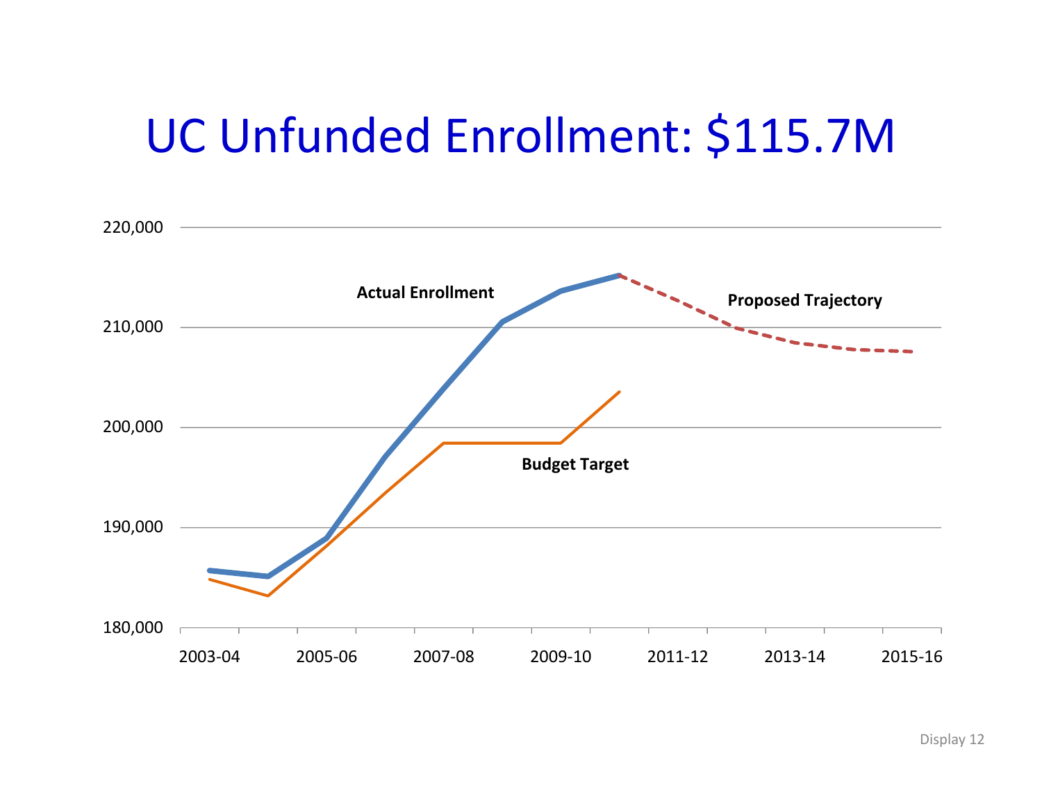# UC Unfunded Enrollment: $115.7M

Actual Enrollment

Proposed Trajectory

Budget Target

220,000
210,000
200,000
190,000
180,000

2003-04 2005-06 2007-08 2009-10 2011-12 2013-14 2015-16

Display 12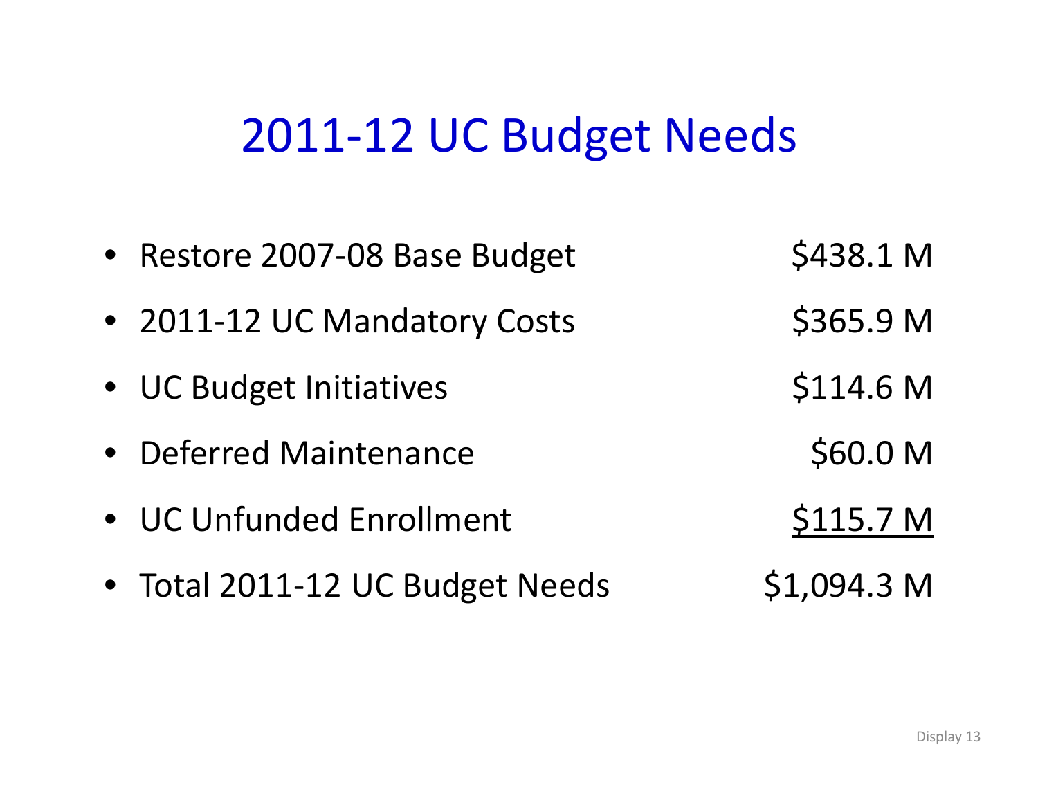# 2011-12 UC Budget Needs

| | |
|---|---|
| Restore 2007-08 Base Budget | \$438.1 M |
| 2011-12 UC Mandatory Costs | \$365.9 M |
| UC Budget Initiatives | \$114.6 M |
| Deferred Maintenance | \$60.0 M |
| UC Unfunded Enrollment | \$115.7 M |
| Total 2011-12 UC Budget Needs | \$1,094.3 M |

Display 13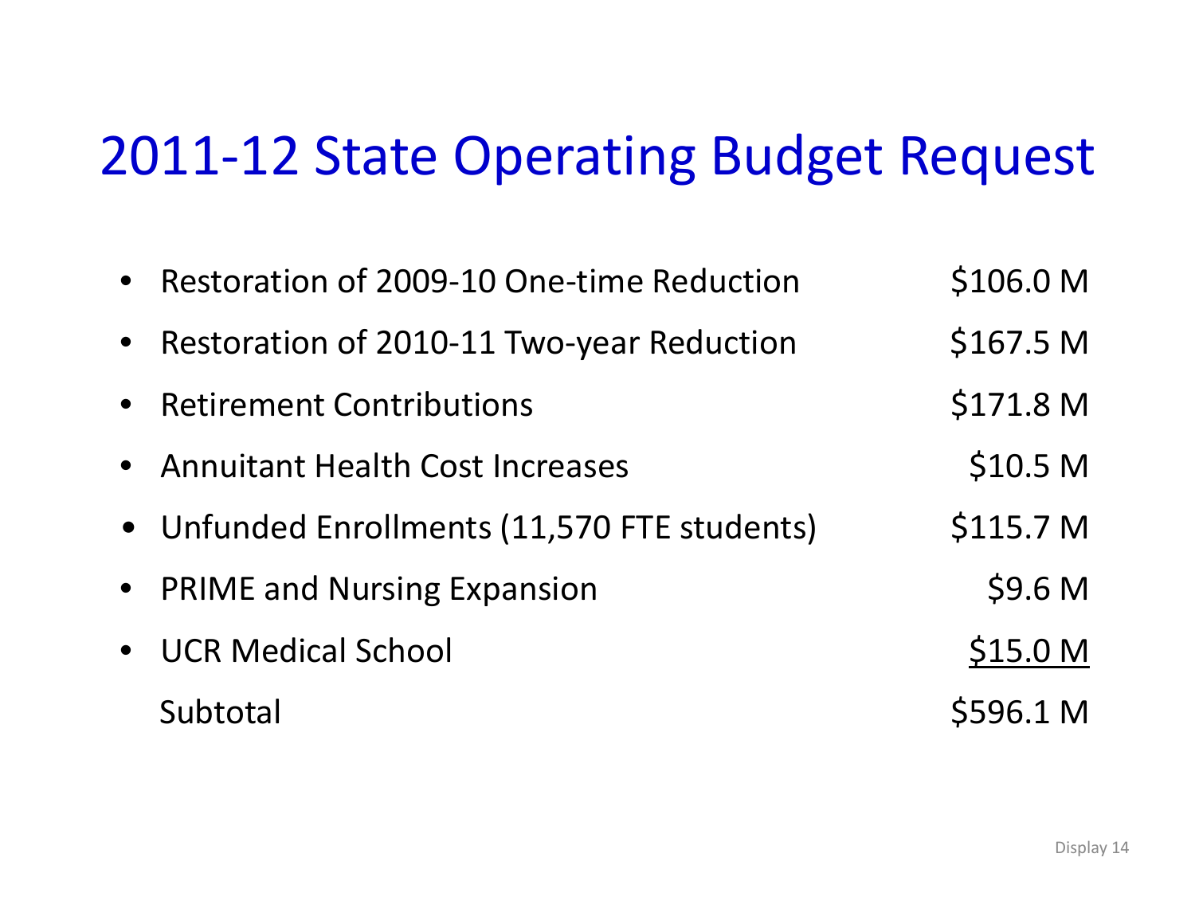# 2011-12 State Operating Budget Request

| Item | Amount |
|---|---|
| • Restoration of 2009-10 One-time Reduction | $106.0 M |
| • Restoration of 2010-11 Two-year Reduction | $167.5 M |
| • Retirement Contributions | $171.8 M |
| • Annuitant Health Cost Increases | $10.5 M |
| • Unfunded Enrollments (11,570 FTE students) | $115.7 M |
| • PRIME and Nursing Expansion | $9.6 M |
| • UCR Medical School | $15.0 M |
| Subtotal | $596.1 M |

Display 14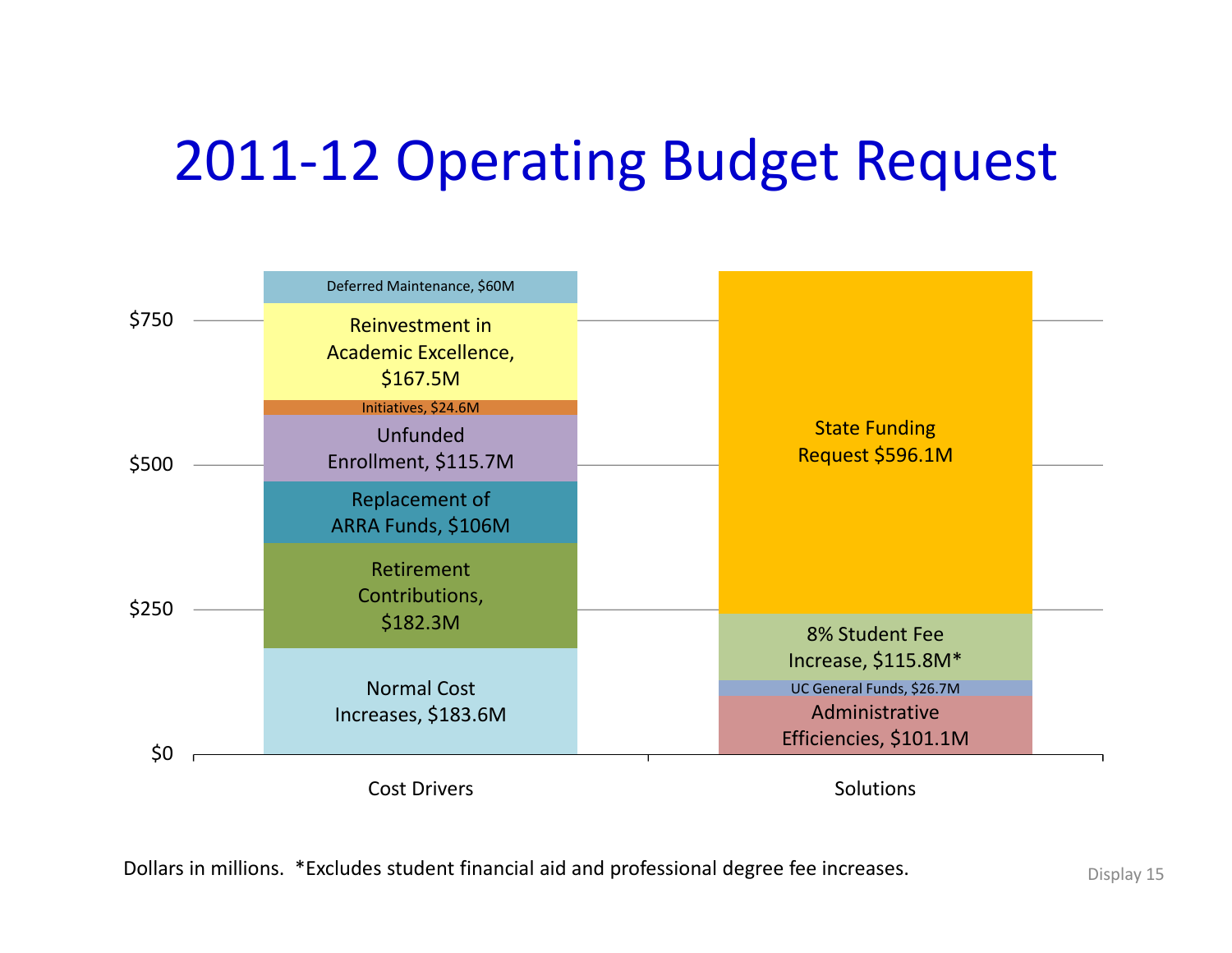# 2011-12 Operating Budget Request

| Cost Drivers | Amount |
|---|---|
| Normal Cost Increases | $183.6M |
| Retirement Contributions | $182.3M |
| Replacement of ARRA Funds | $106M |
| Unfunded Enrollment | $115.7M |
| Initiatives | $24.6M |
| Reinvestment in Academic Excellence | $167.5M |
| Deferred Maintenance | $60M |

| Solutions | Amount |
|---|---|
| Administrative Efficiencies | $101.1M |
| UC General Funds | $26.7M |
| 8% Student Fee Increase | $115.8M* |
| State Funding Request | $596.1M |

Dollars in millions. *Excludes student financial aid and professional degree fee increases.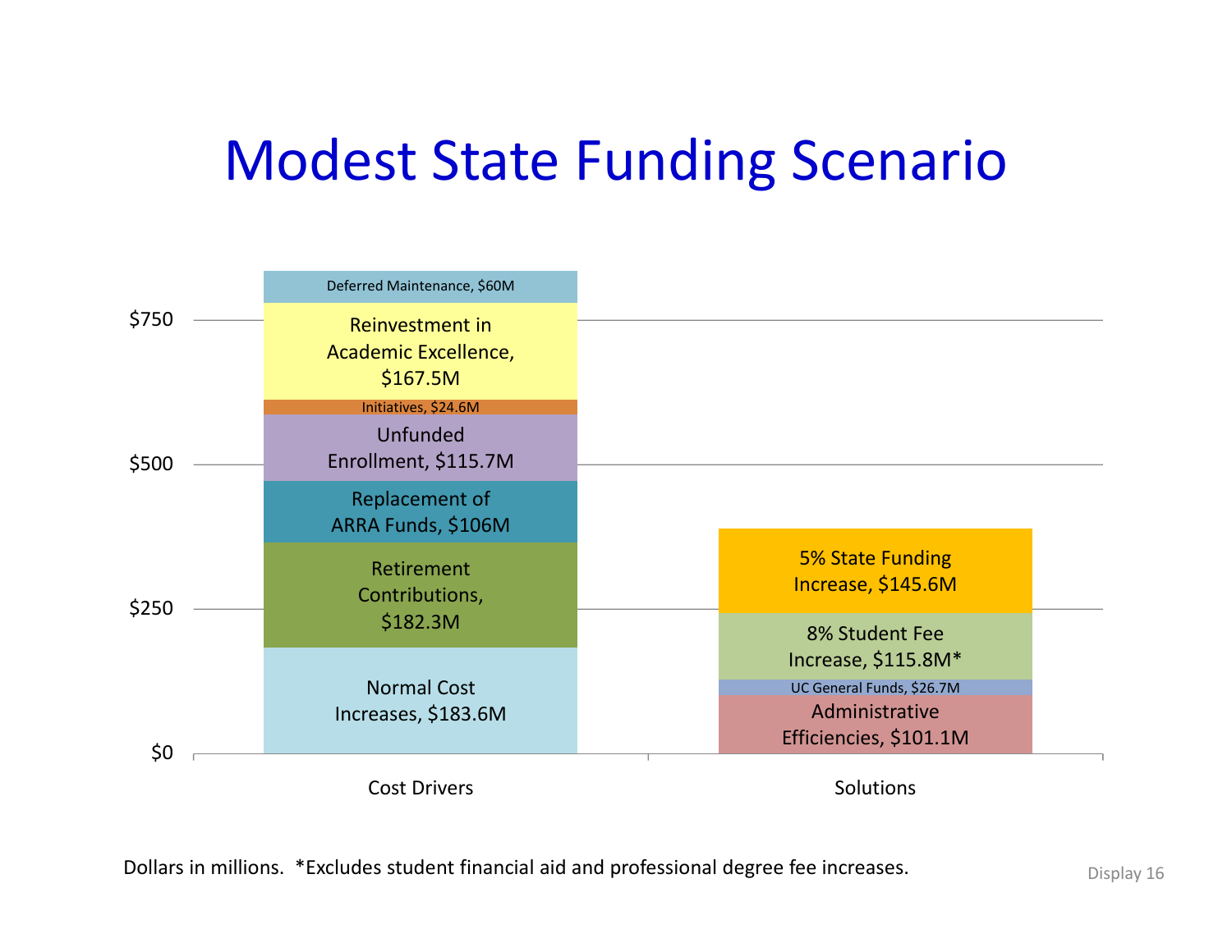# Modest State Funding Scenario

| Cost Drivers | Amount |
| --- | --- |
| Normal Cost Increases | $183.6M |
| Retirement Contributions | $182.3M |
| Replacement of ARRA Funds | $106M |
| Unfunded Enrollment | $115.7M |
| Initiatives | $24.6M |
| Reinvestment in Academic Excellence | $167.5M |
| Deferred Maintenance | $60M |

| Solutions | Amount |
| --- | --- |
| Administrative Efficiencies | $101.1M |
| UC General Funds | $26.7M |
| 8% Student Fee Increase | $115.8M* |
| 5% State Funding Increase | $145.6M |

Dollars in millions. *Excludes student financial aid and professional degree fee increases.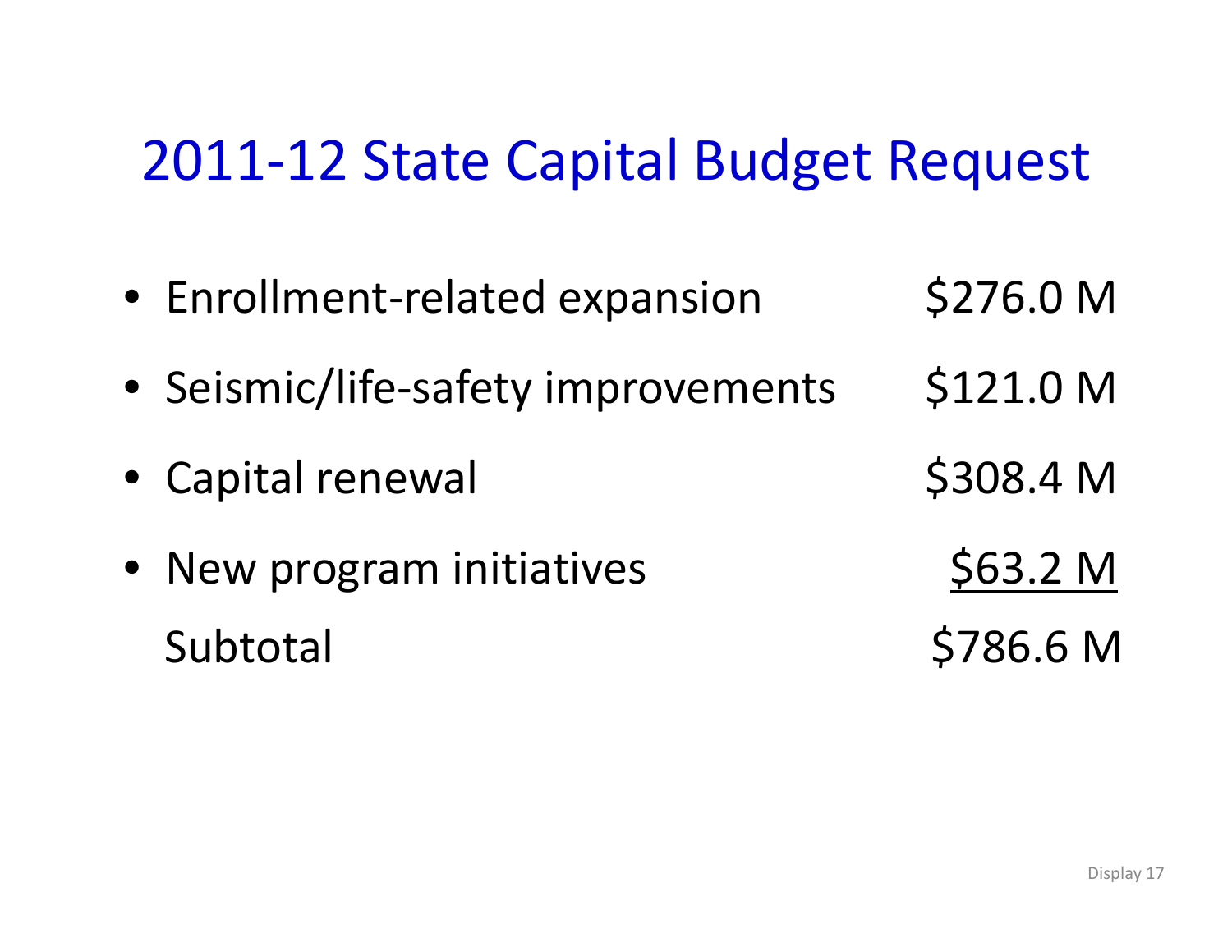# 2011-12 State Capital Budget Request

| Item | Amount |
|---|---|
| • Enrollment-related expansion | $276.0 M |
| • Seismic/life-safety improvements | $121.0 M |
| • Capital renewal | $308.4 M |
| • New program initiatives | $63.2 M |
| Subtotal | $786.6 M |

Display 17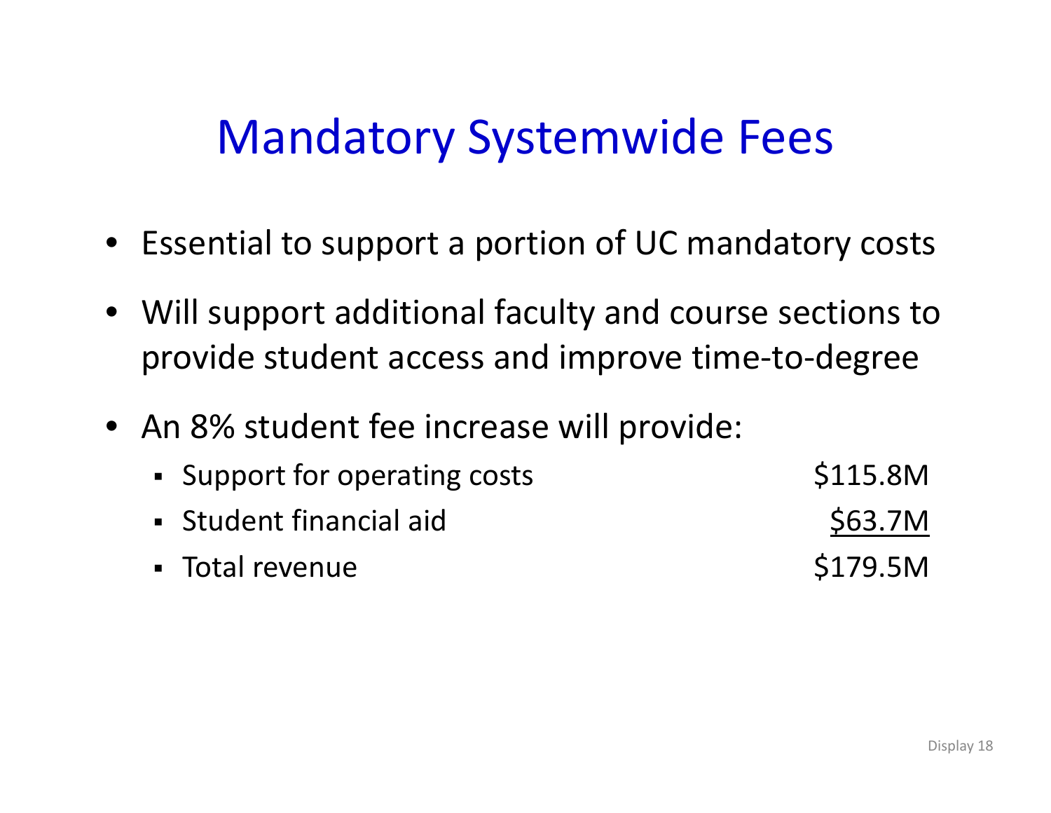# Mandatory Systemwide Fees

- Essential to support a portion of UC mandatory costs
- Will support additional faculty and course sections to provide student access and improve time-to-degree
- An 8% student fee increase will provide:
  - Support for operating costs $115.8M
  - Student financial aid $63.7M
  - Total revenue $179.5M

Display 18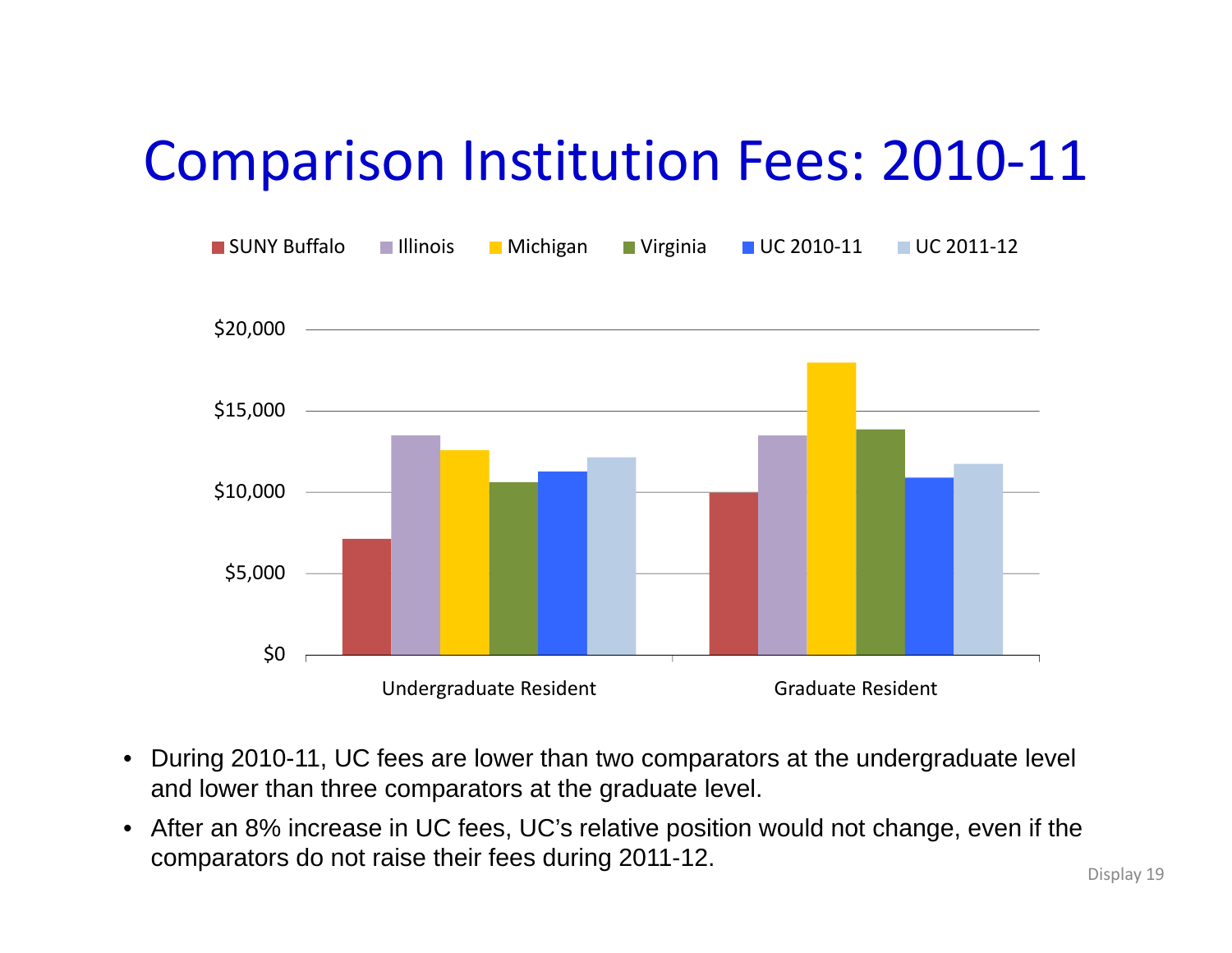# Comparison Institution Fees: 2010-11

- During 2010-11, UC fees are lower than two comparators at the undergraduate level and lower than three comparators at the graduate level.
- After an 8% increase in UC fees, UC's relative position would not change, even if the comparators do not raise their fees during 2011-12.

Display 19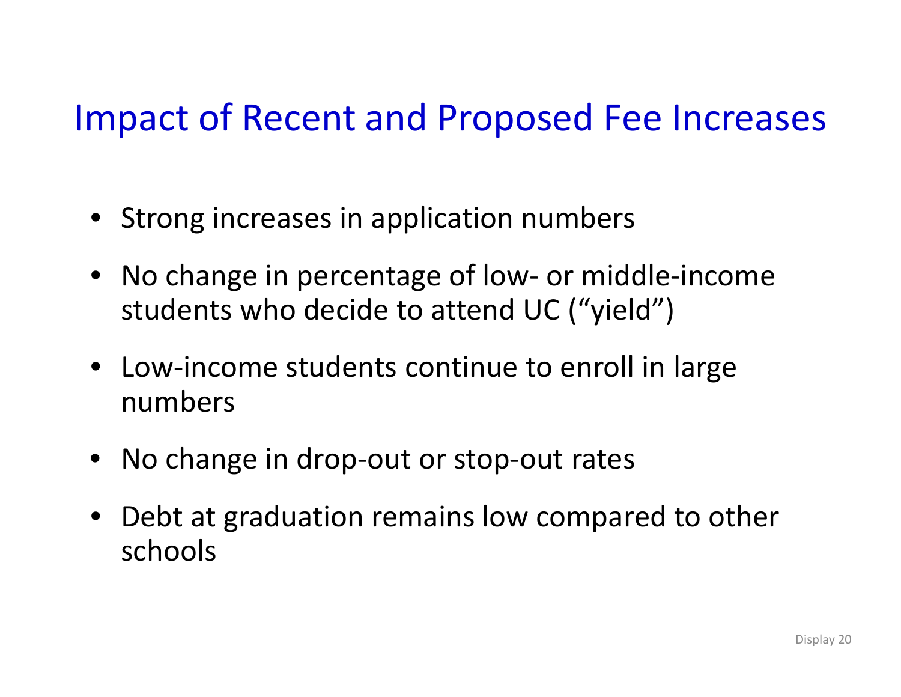# Impact of Recent and Proposed Fee Increases

- Strong increases in application numbers
- No change in percentage of low- or middle-income students who decide to attend UC ("yield")
- Low-income students continue to enroll in large numbers
- No change in drop-out or stop-out rates
- Debt at graduation remains low compared to other schools

Display 20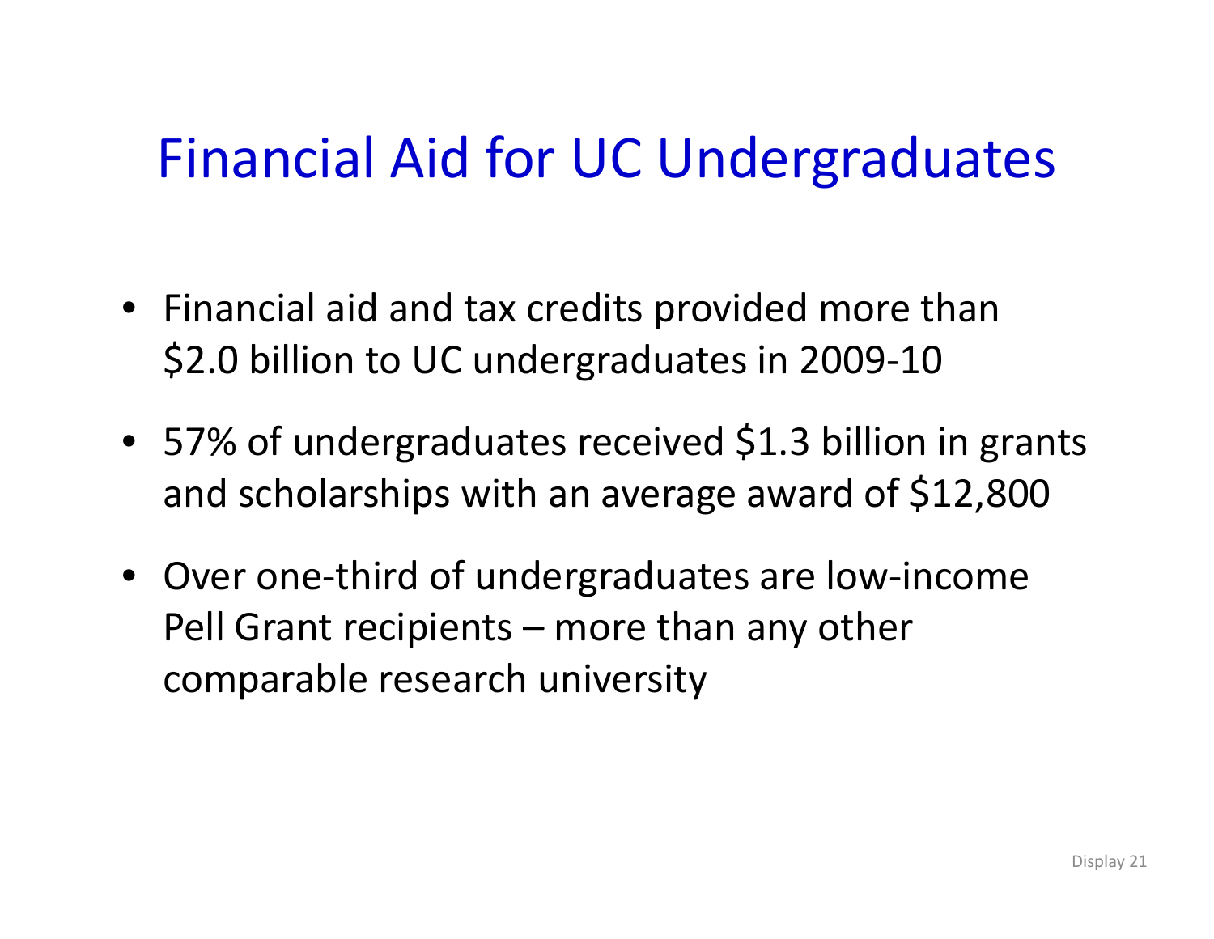# Financial Aid for UC Undergraduates

- Financial aid and tax credits provided more than $2.0 billion to UC undergraduates in 2009-10
- 57% of undergraduates received $1.3 billion in grants and scholarships with an average award of $12,800
- Over one-third of undergraduates are low-income Pell Grant recipients – more than any other comparable research university

Display 21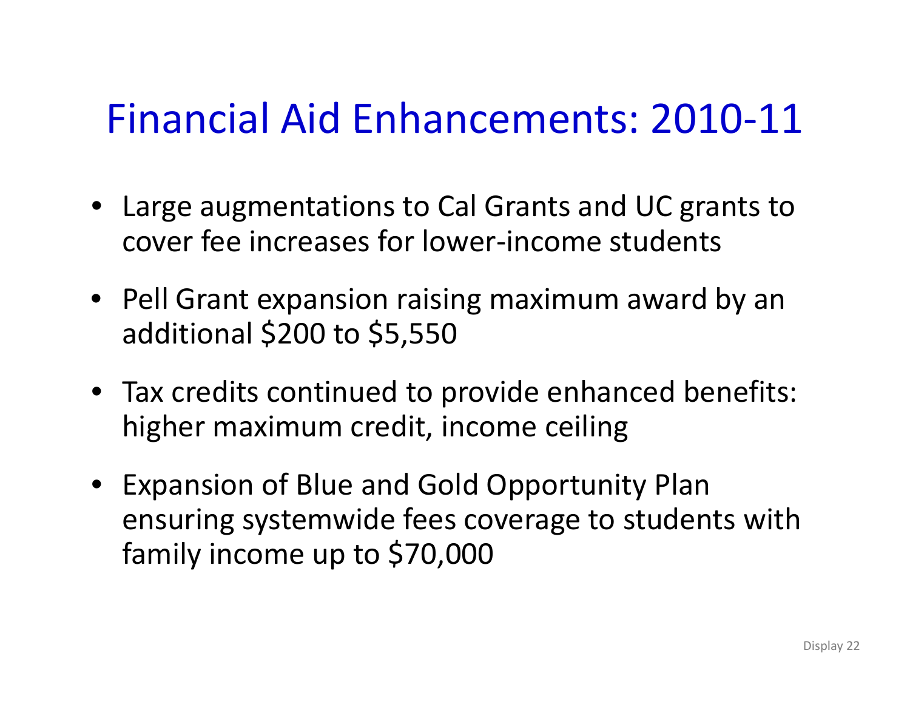# Financial Aid Enhancements: 2010-11

- Large augmentations to Cal Grants and UC grants to cover fee increases for lower-income students
- Pell Grant expansion raising maximum award by an additional $200 to $5,550
- Tax credits continued to provide enhanced benefits: higher maximum credit, income ceiling
- Expansion of Blue and Gold Opportunity Plan ensuring systemwide fees coverage to students with family income up to $70,000

Display 22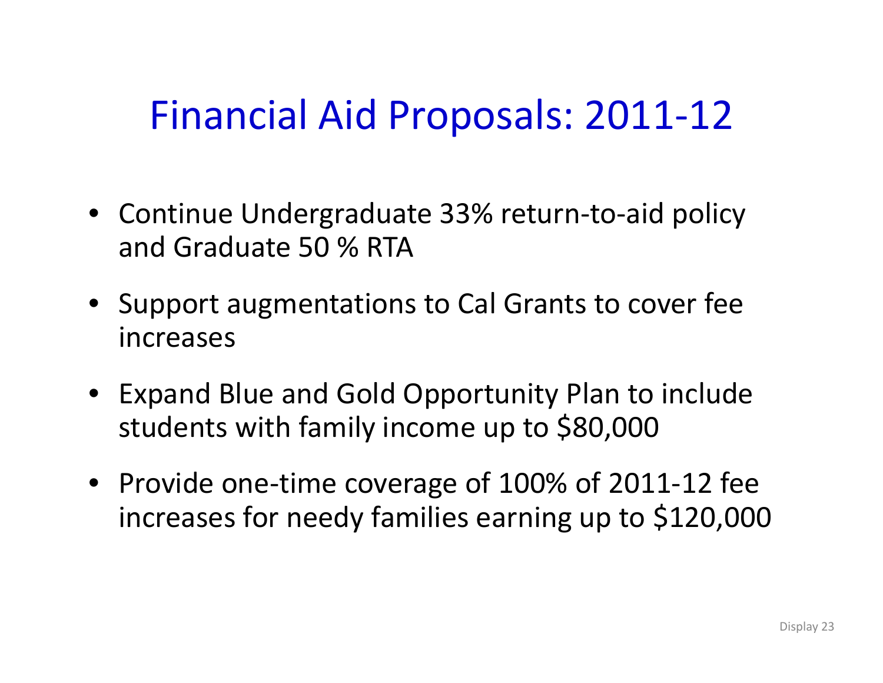# Financial Aid Proposals: 2011-12

- Continue Undergraduate 33% return-to-aid policy and Graduate 50 % RTA
- Support augmentations to Cal Grants to cover fee increases
- Expand Blue and Gold Opportunity Plan to include students with family income up to $80,000
- Provide one-time coverage of 100% of 2011-12 fee increases for needy families earning up to $120,000

Display 23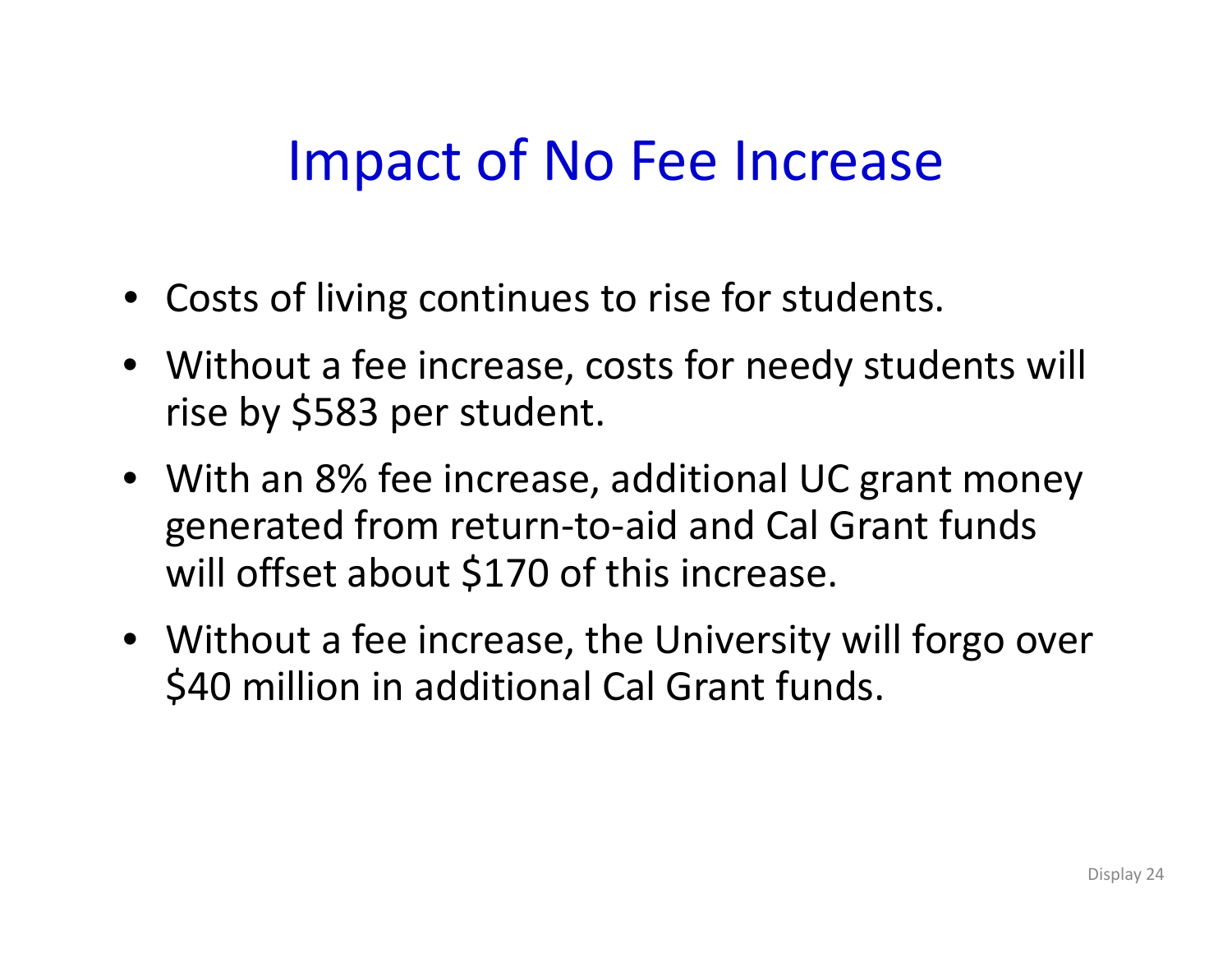# Impact of No Fee Increase

- Costs of living continues to rise for students.
- Without a fee increase, costs for needy students will rise by $583 per student.
- With an 8% fee increase, additional UC grant money generated from return-to-aid and Cal Grant funds will offset about $170 of this increase.
- Without a fee increase, the University will forgo over $40 million in additional Cal Grant funds.

Display 24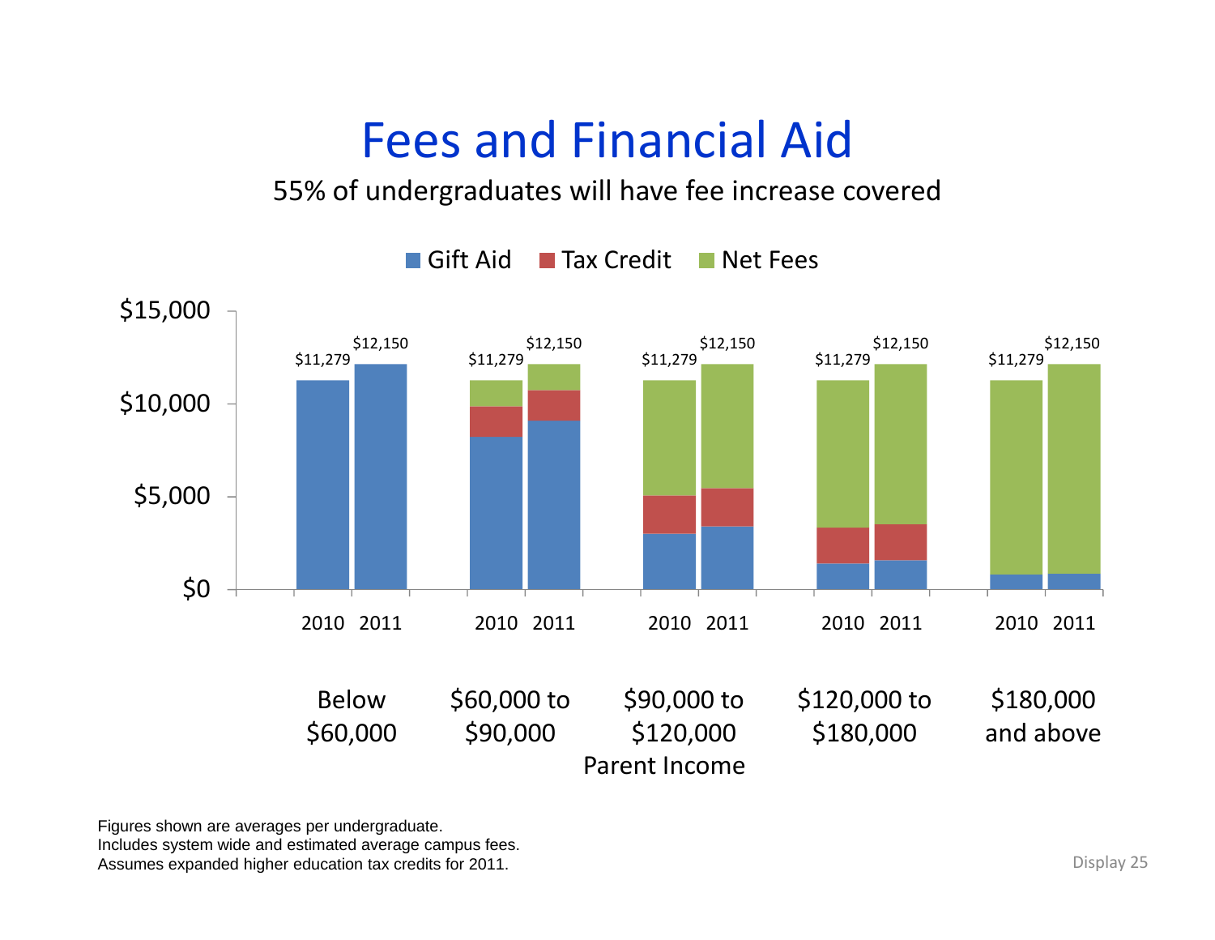# Fees and Financial Aid

55% of undergraduates will have fee increase covered

Gift Aid | Tax Credit | Net Fees

| Parent Income | 2010 | 2011 |
|---|---|---|
| Below $60,000 | $11,279 | $12,150 |
| $60,000 to $90,000 | $11,279 | $12,150 |
| $90,000 to $120,000 | $11,279 | $12,150 |
| $120,000 to $180,000 | $11,279 | $12,150 |
| $180,000 and above | $11,279 | $12,150 |

Figures shown are averages per undergraduate.
Includes system wide and estimated average campus fees.
Assumes expanded higher education tax credits for 2011.

Display 25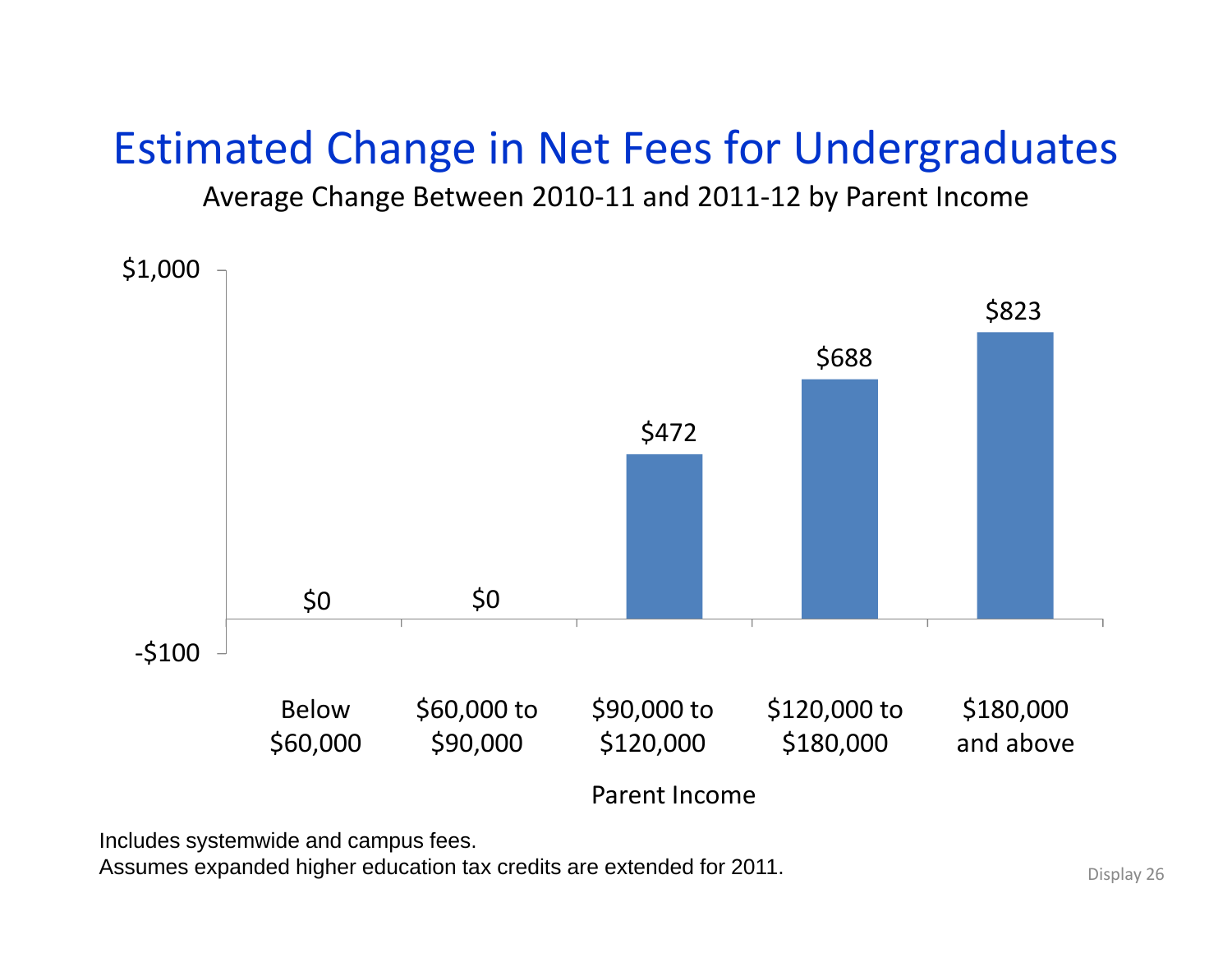# Estimated Change in Net Fees for Undergraduates

Average Change Between 2010-11 and 2011-12 by Parent Income

| Parent Income | Average Change |
|---|---|
| Below $60,000 | $0 |
| $60,000 to $90,000 | $0 |
| $90,000 to $120,000 | $472 |
| $120,000 to $180,000 | $688 |
| $180,000 and above | $823 |

Includes systemwide and campus fees.
Assumes expanded higher education tax credits are extended for 2011.

Display 26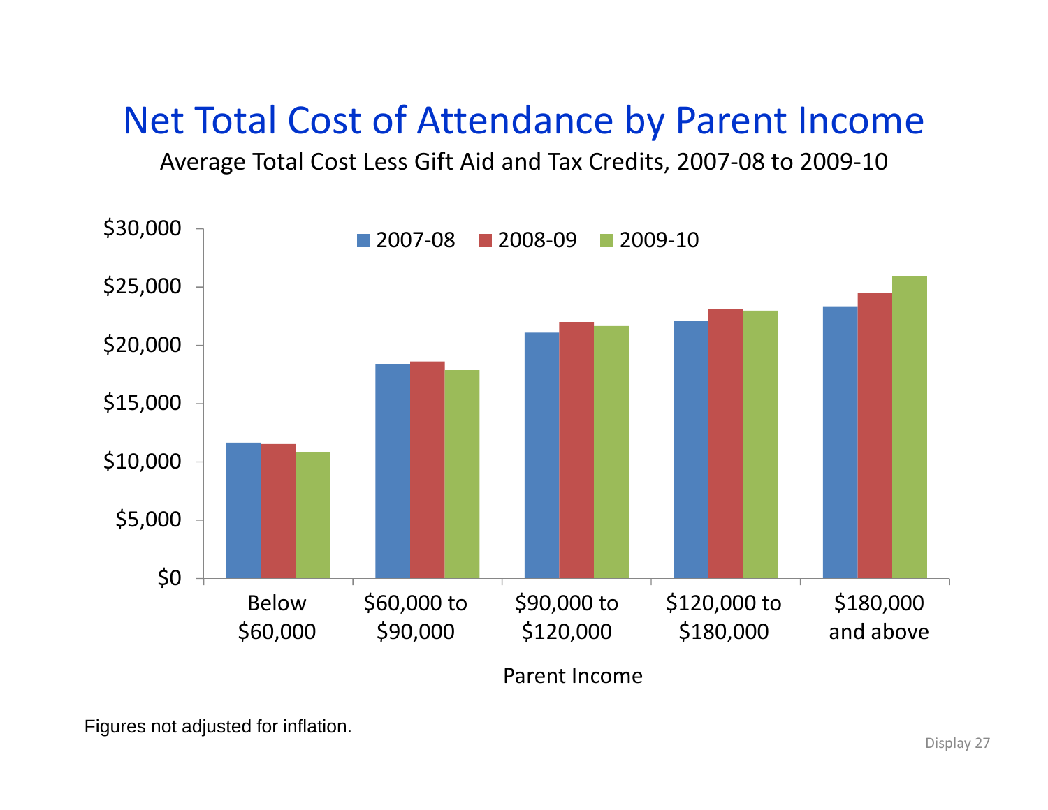# Net Total Cost of Attendance by Parent Income

Average Total Cost Less Gift Aid and Tax Credits, 2007-08 to 2009-10

$30,000
$25,000
$20,000
$15,000
$10,000
$5,000
$0

2007-08
2008-09
2009-10

Below $60,000
$60,000 to $90,000
$90,000 to $120,000
$120,000 to $180,000
$180,000 and above

Parent Income

Figures not adjusted for inflation.